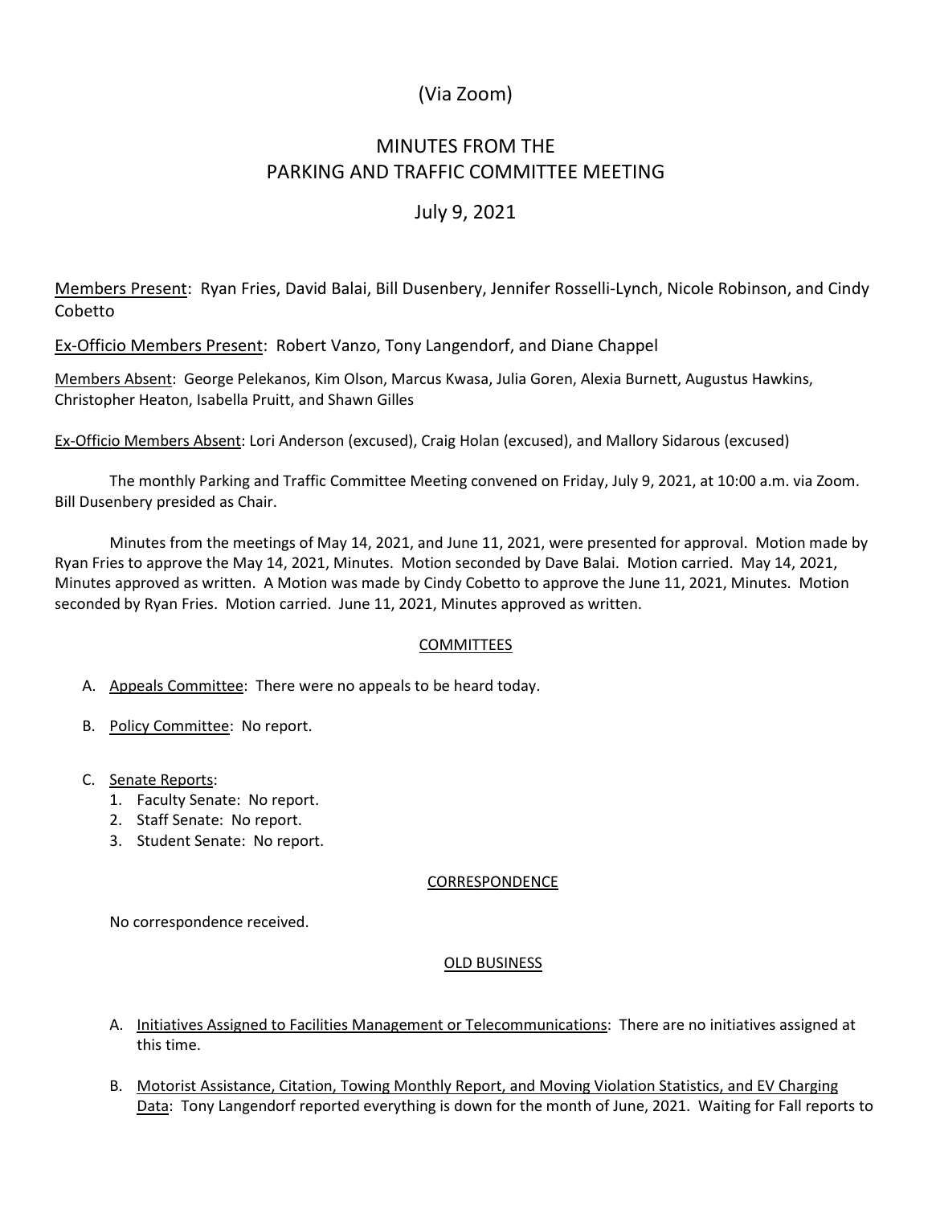(Via Zoom)

# MINUTES FROM THE PARKING AND TRAFFIC COMMITTEE MEETING

July 9, 2021

Members Present: Ryan Fries, David Balai, Bill Dusenbery, Jennifer Rosselli-Lynch, Nicole Robinson, and Cindy Cobetto

Ex-Officio Members Present: Robert Vanzo, Tony Langendorf, and Diane Chappel

Members Absent: George Pelekanos, Kim Olson, Marcus Kwasa, Julia Goren, Alexia Burnett, Augustus Hawkins, Christopher Heaton, Isabella Pruitt, and Shawn Gilles

Ex-Officio Members Absent: Lori Anderson (excused), Craig Holan (excused), and Mallory Sidarous (excused)

The monthly Parking and Traffic Committee Meeting convened on Friday, July 9, 2021, at 10:00 a.m. via Zoom. Bill Dusenbery presided as Chair.

Minutes from the meetings of May 14, 2021, and June 11, 2021, were presented for approval. Motion made by Ryan Fries to approve the May 14, 2021, Minutes. Motion seconded by Dave Balai. Motion carried. May 14, 2021, Minutes approved as written. A Motion was made by Cindy Cobetto to approve the June 11, 2021, Minutes. Motion seconded by Ryan Fries. Motion carried. June 11, 2021, Minutes approved as written.

## COMMITTEES

A. Appeals Committee: There were no appeals to be heard today.

B. Policy Committee: No report.

C. Senate Reports:
   1. Faculty Senate: No report.
   2. Staff Senate: No report.
   3. Student Senate: No report.

## CORRESPONDENCE

No correspondence received.

## OLD BUSINESS

A. Initiatives Assigned to Facilities Management or Telecommunications: There are no initiatives assigned at this time.

B. Motorist Assistance, Citation, Towing Monthly Report, and Moving Violation Statistics, and EV Charging Data: Tony Langendorf reported everything is down for the month of June, 2021. Waiting for Fall reports to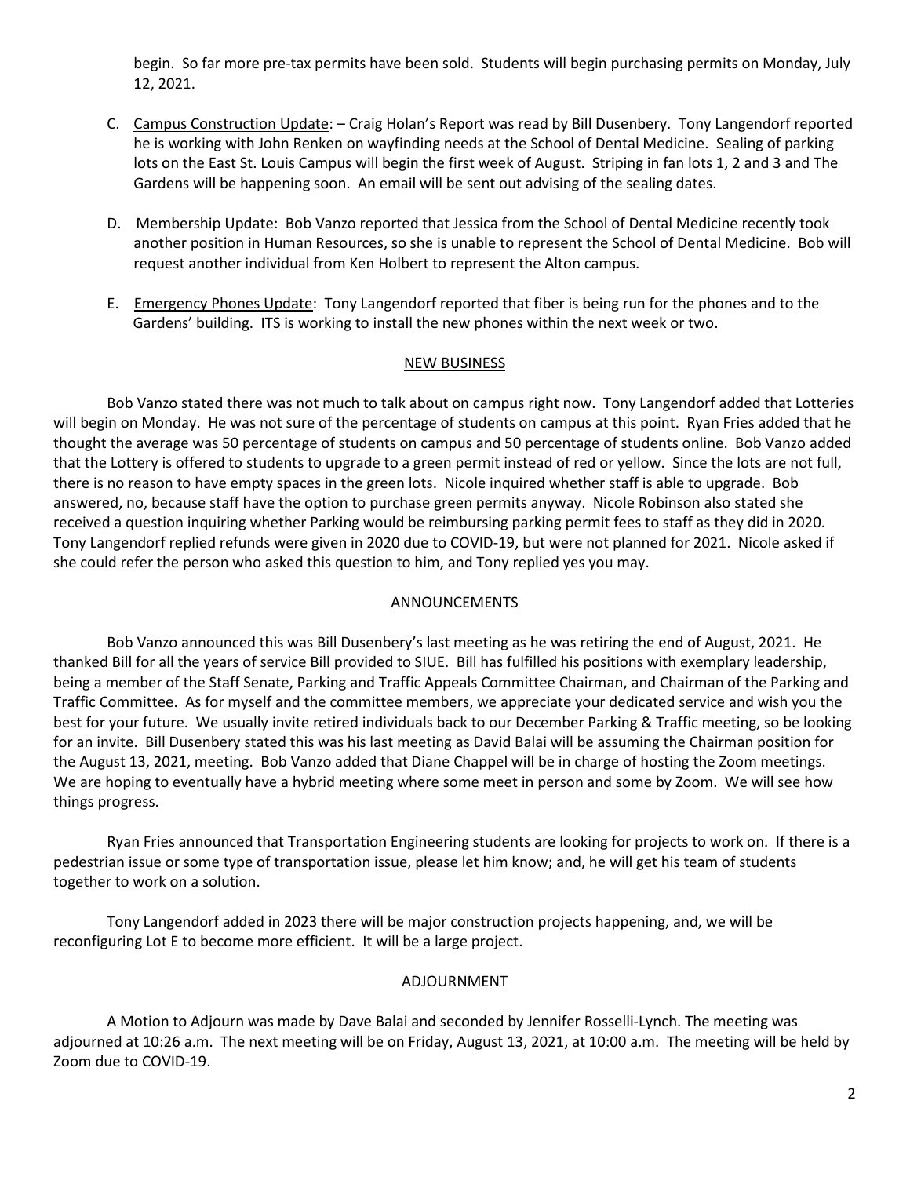begin. So far more pre-tax permits have been sold. Students will begin purchasing permits on Monday, July 12, 2021.

C. Campus Construction Update: – Craig Holan's Report was read by Bill Dusenbery. Tony Langendorf reported he is working with John Renken on wayfinding needs at the School of Dental Medicine. Sealing of parking lots on the East St. Louis Campus will begin the first week of August. Striping in fan lots 1, 2 and 3 and The Gardens will be happening soon. An email will be sent out advising of the sealing dates.

D. Membership Update: Bob Vanzo reported that Jessica from the School of Dental Medicine recently took another position in Human Resources, so she is unable to represent the School of Dental Medicine. Bob will request another individual from Ken Holbert to represent the Alton campus.

E. Emergency Phones Update: Tony Langendorf reported that fiber is being run for the phones and to the Gardens' building. ITS is working to install the new phones within the next week or two.

## NEW BUSINESS

Bob Vanzo stated there was not much to talk about on campus right now. Tony Langendorf added that Lotteries will begin on Monday. He was not sure of the percentage of students on campus at this point. Ryan Fries added that he thought the average was 50 percentage of students on campus and 50 percentage of students online. Bob Vanzo added that the Lottery is offered to students to upgrade to a green permit instead of red or yellow. Since the lots are not full, there is no reason to have empty spaces in the green lots. Nicole inquired whether staff is able to upgrade. Bob answered, no, because staff have the option to purchase green permits anyway. Nicole Robinson also stated she received a question inquiring whether Parking would be reimbursing parking permit fees to staff as they did in 2020. Tony Langendorf replied refunds were given in 2020 due to COVID-19, but were not planned for 2021. Nicole asked if she could refer the person who asked this question to him, and Tony replied yes you may.

## ANNOUNCEMENTS

Bob Vanzo announced this was Bill Dusenbery's last meeting as he was retiring the end of August, 2021. He thanked Bill for all the years of service Bill provided to SIUE. Bill has fulfilled his positions with exemplary leadership, being a member of the Staff Senate, Parking and Traffic Appeals Committee Chairman, and Chairman of the Parking and Traffic Committee. As for myself and the committee members, we appreciate your dedicated service and wish you the best for your future. We usually invite retired individuals back to our December Parking & Traffic meeting, so be looking for an invite. Bill Dusenbery stated this was his last meeting as David Balai will be assuming the Chairman position for the August 13, 2021, meeting. Bob Vanzo added that Diane Chappel will be in charge of hosting the Zoom meetings. We are hoping to eventually have a hybrid meeting where some meet in person and some by Zoom. We will see how things progress.

Ryan Fries announced that Transportation Engineering students are looking for projects to work on. If there is a pedestrian issue or some type of transportation issue, please let him know; and, he will get his team of students together to work on a solution.

Tony Langendorf added in 2023 there will be major construction projects happening, and, we will be reconfiguring Lot E to become more efficient. It will be a large project.

## ADJOURNMENT

A Motion to Adjourn was made by Dave Balai and seconded by Jennifer Rosselli-Lynch. The meeting was adjourned at 10:26 a.m. The next meeting will be on Friday, August 13, 2021, at 10:00 a.m. The meeting will be held by Zoom due to COVID-19.